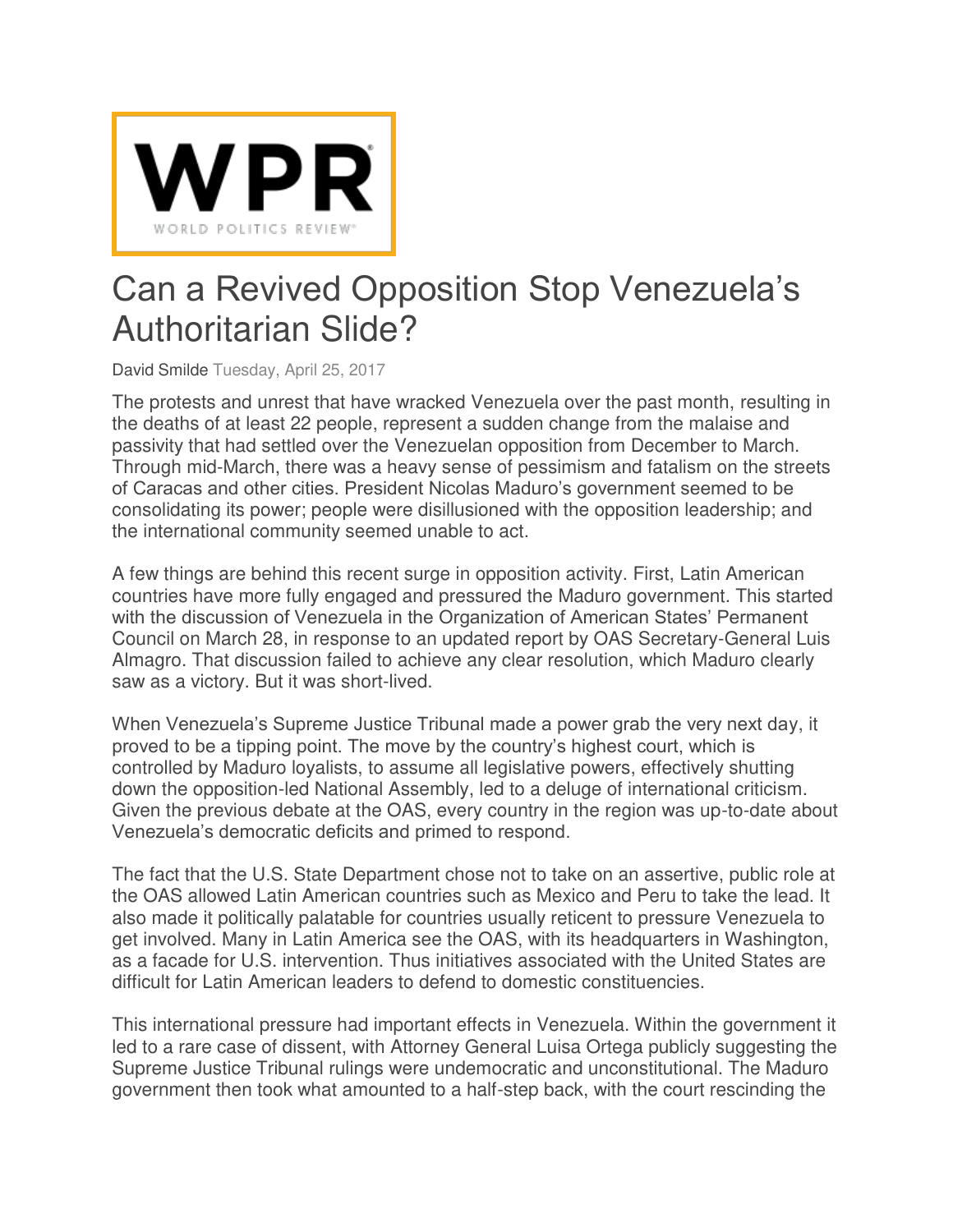WPR

WORLD POLITICS REVIEW

# Can a Revived Opposition Stop Venezuela's Authoritarian Slide?

David Smilde Tuesday, April 25, 2017

The protests and unrest that have wracked Venezuela over the past month, resulting in the deaths of at least 22 people, represent a sudden change from the malaise and passivity that had settled over the Venezuelan opposition from December to March. Through mid-March, there was a heavy sense of pessimism and fatalism on the streets of Caracas and other cities. President Nicolas Maduro's government seemed to be consolidating its power; people were disillusioned with the opposition leadership; and the international community seemed unable to act.

A few things are behind this recent surge in opposition activity. First, Latin American countries have more fully engaged and pressured the Maduro government. This started with the discussion of Venezuela in the Organization of American States' Permanent Council on March 28, in response to an updated report by OAS Secretary-General Luis Almagro. That discussion failed to achieve any clear resolution, which Maduro clearly saw as a victory. But it was short-lived.

When Venezuela's Supreme Justice Tribunal made a power grab the very next day, it proved to be a tipping point. The move by the country's highest court, which is controlled by Maduro loyalists, to assume all legislative powers, effectively shutting down the opposition-led National Assembly, led to a deluge of international criticism. Given the previous debate at the OAS, every country in the region was up-to-date about Venezuela's democratic deficits and primed to respond.

The fact that the U.S. State Department chose not to take on an assertive, public role at the OAS allowed Latin American countries such as Mexico and Peru to take the lead. It also made it politically palatable for countries usually reticent to pressure Venezuela to get involved. Many in Latin America see the OAS, with its headquarters in Washington, as a facade for U.S. intervention. Thus initiatives associated with the United States are difficult for Latin American leaders to defend to domestic constituencies.

This international pressure had important effects in Venezuela. Within the government it led to a rare case of dissent, with Attorney General Luisa Ortega publicly suggesting the Supreme Justice Tribunal rulings were undemocratic and unconstitutional. The Maduro government then took what amounted to a half-step back, with the court rescinding the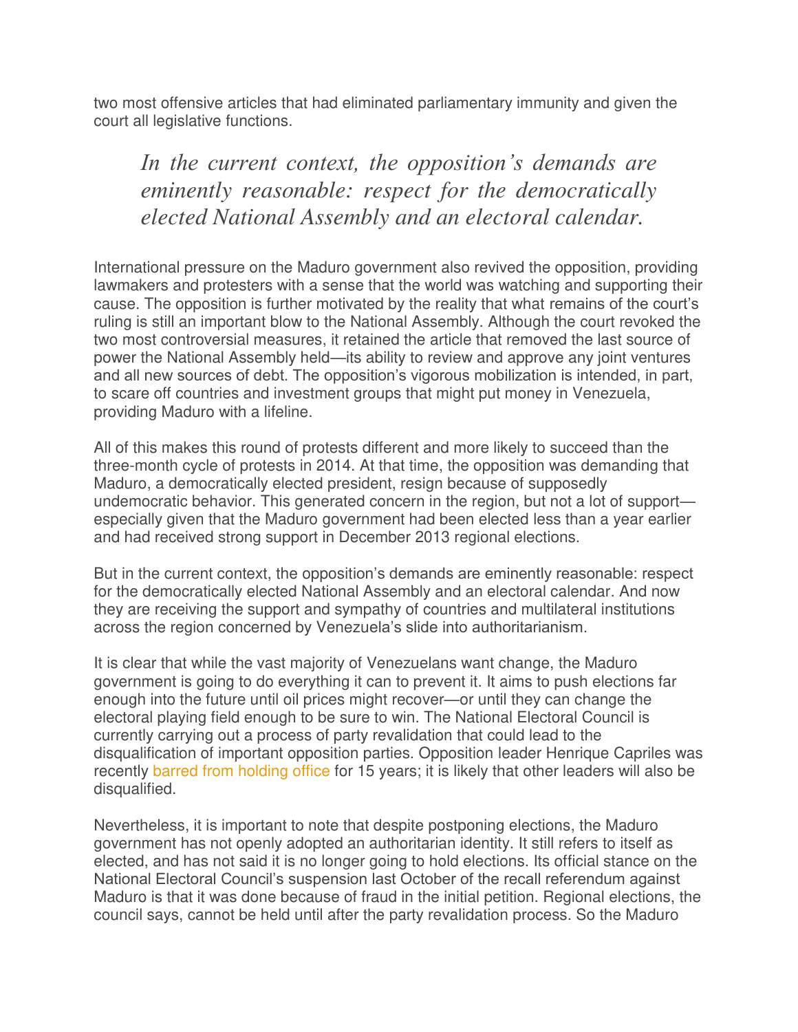two most offensive articles that had eliminated parliamentary immunity and given the court all legislative functions.

> *In the current context, the opposition's demands are eminently reasonable: respect for the democratically elected National Assembly and an electoral calendar.*

International pressure on the Maduro government also revived the opposition, providing lawmakers and protesters with a sense that the world was watching and supporting their cause. The opposition is further motivated by the reality that what remains of the court's ruling is still an important blow to the National Assembly. Although the court revoked the two most controversial measures, it retained the article that removed the last source of power the National Assembly held—its ability to review and approve any joint ventures and all new sources of debt. The opposition's vigorous mobilization is intended, in part, to scare off countries and investment groups that might put money in Venezuela, providing Maduro with a lifeline.

All of this makes this round of protests different and more likely to succeed than the three-month cycle of protests in 2014. At that time, the opposition was demanding that Maduro, a democratically elected president, resign because of supposedly undemocratic behavior. This generated concern in the region, but not a lot of support—especially given that the Maduro government had been elected less than a year earlier and had received strong support in December 2013 regional elections.

But in the current context, the opposition's demands are eminently reasonable: respect for the democratically elected National Assembly and an electoral calendar. And now they are receiving the support and sympathy of countries and multilateral institutions across the region concerned by Venezuela's slide into authoritarianism.

It is clear that while the vast majority of Venezuelans want change, the Maduro government is going to do everything it can to prevent it. It aims to push elections far enough into the future until oil prices might recover—or until they can change the electoral playing field enough to be sure to win. The National Electoral Council is currently carrying out a process of party revalidation that could lead to the disqualification of important opposition parties. Opposition leader Henrique Capriles was recently barred from holding office for 15 years; it is likely that other leaders will also be disqualified.

Nevertheless, it is important to note that despite postponing elections, the Maduro government has not openly adopted an authoritarian identity. It still refers to itself as elected, and has not said it is no longer going to hold elections. Its official stance on the National Electoral Council's suspension last October of the recall referendum against Maduro is that it was done because of fraud in the initial petition. Regional elections, the council says, cannot be held until after the party revalidation process. So the Maduro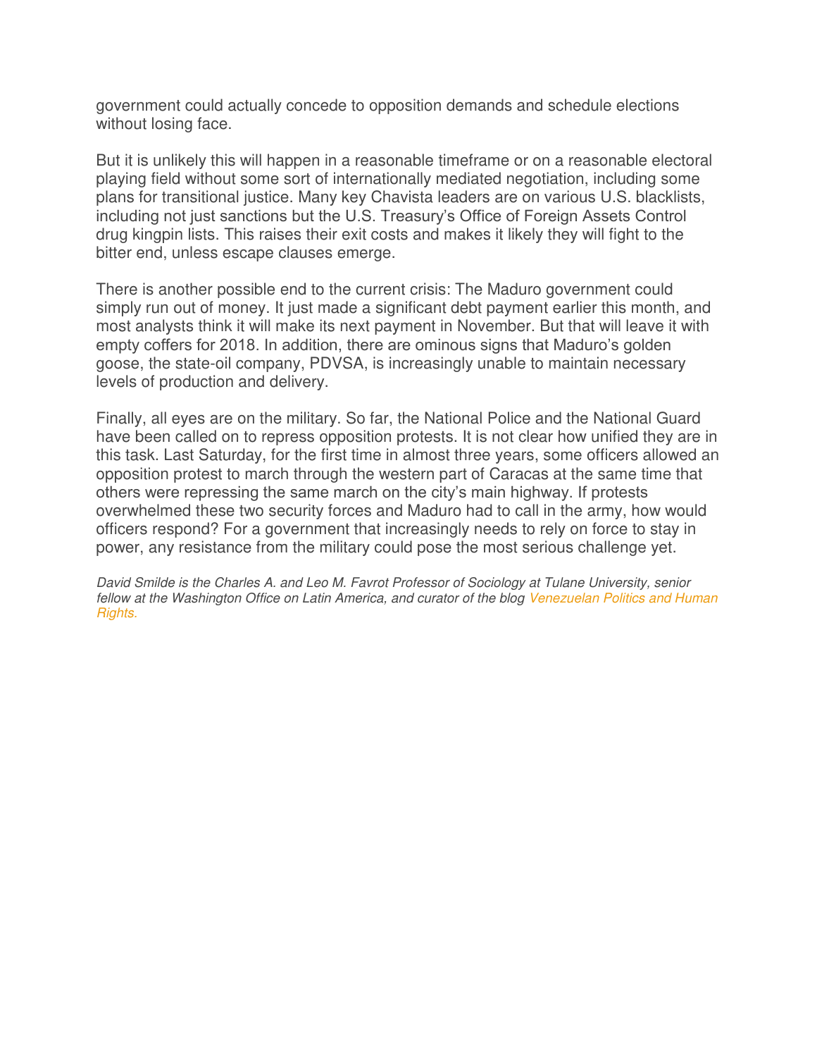government could actually concede to opposition demands and schedule elections without losing face.

But it is unlikely this will happen in a reasonable timeframe or on a reasonable electoral playing field without some sort of internationally mediated negotiation, including some plans for transitional justice. Many key Chavista leaders are on various U.S. blacklists, including not just sanctions but the U.S. Treasury's Office of Foreign Assets Control drug kingpin lists. This raises their exit costs and makes it likely they will fight to the bitter end, unless escape clauses emerge.

There is another possible end to the current crisis: The Maduro government could simply run out of money. It just made a significant debt payment earlier this month, and most analysts think it will make its next payment in November. But that will leave it with empty coffers for 2018. In addition, there are ominous signs that Maduro's golden goose, the state-oil company, PDVSA, is increasingly unable to maintain necessary levels of production and delivery.

Finally, all eyes are on the military. So far, the National Police and the National Guard have been called on to repress opposition protests. It is not clear how unified they are in this task. Last Saturday, for the first time in almost three years, some officers allowed an opposition protest to march through the western part of Caracas at the same time that others were repressing the same march on the city's main highway. If protests overwhelmed these two security forces and Maduro had to call in the army, how would officers respond? For a government that increasingly needs to rely on force to stay in power, any resistance from the military could pose the most serious challenge yet.

*David Smilde is the Charles A. and Leo M. Favrot Professor of Sociology at Tulane University, senior fellow at the Washington Office on Latin America, and curator of the blog Venezuelan Politics and Human Rights.*